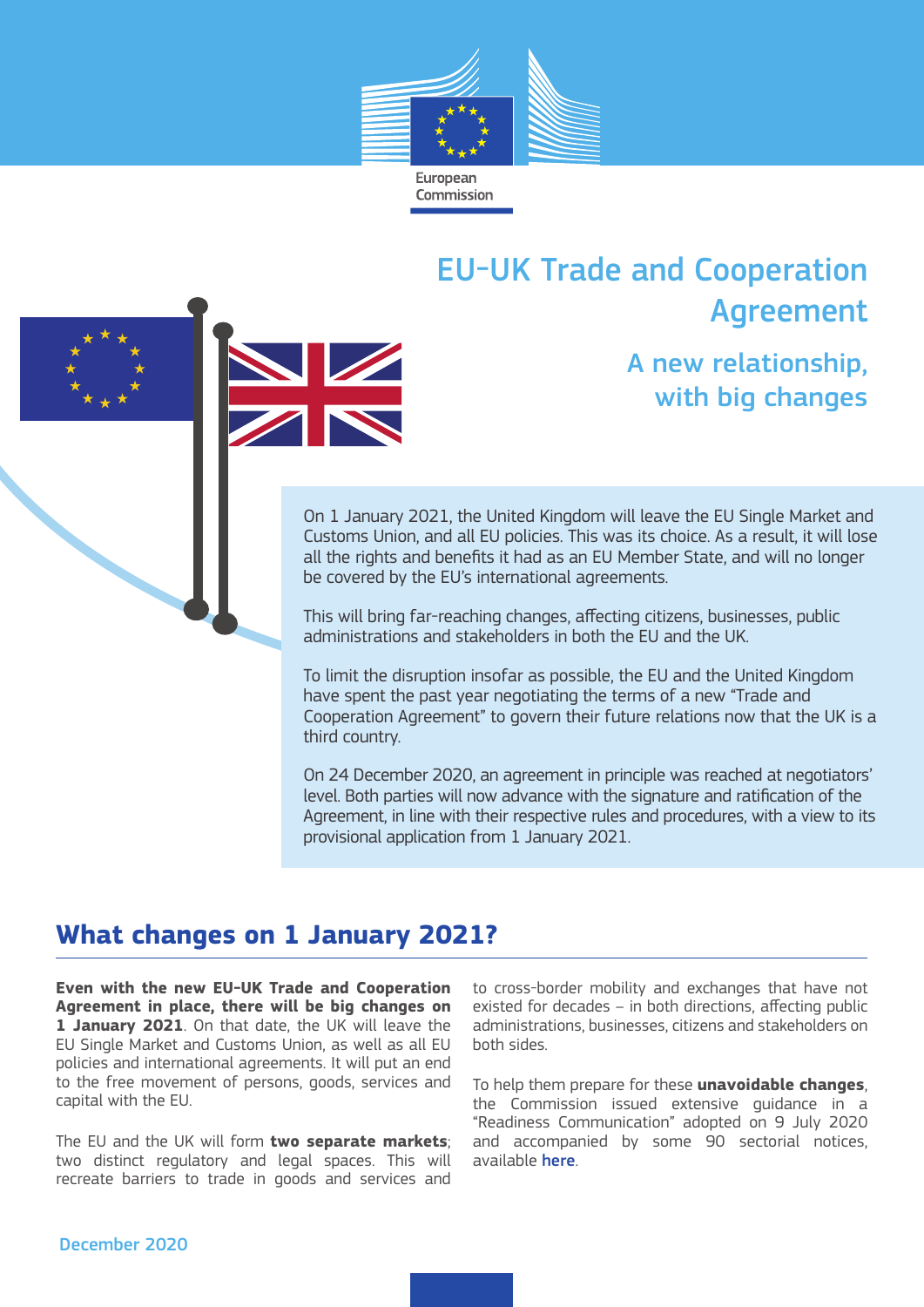European Commission

# EU-UK Trade and Cooperation Agreement

## A new relationship, with big changes

On 1 January 2021, the United Kingdom will leave the EU Single Market and Customs Union, and all EU policies. This was its choice. As a result, it will lose all the rights and benefits it had as an EU Member State, and will no longer be covered by the EU's international agreements.

This will bring far-reaching changes, affecting citizens, businesses, public administrations and stakeholders in both the EU and the UK.

To limit the disruption insofar as possible, the EU and the United Kingdom have spent the past year negotiating the terms of a new "Trade and Cooperation Agreement" to govern their future relations now that the UK is a third country.

On 24 December 2020, an agreement in principle was reached at negotiators' level. Both parties will now advance with the signature and ratification of the Agreement, in line with their respective rules and procedures, with a view to its provisional application from 1 January 2021.

## What changes on 1 January 2021?

**Even with the new EU-UK Trade and Cooperation Agreement in place, there will be big changes on 1 January 2021**. On that date, the UK will leave the EU Single Market and Customs Union, as well as all EU policies and international agreements. It will put an end to the free movement of persons, goods, services and capital with the EU.

The EU and the UK will form **two separate markets**; two distinct regulatory and legal spaces. This will recreate barriers to trade in goods and services and to cross-border mobility and exchanges that have not existed for decades – in both directions, affecting public administrations, businesses, citizens and stakeholders on both sides.

To help them prepare for these **unavoidable changes**, the Commission issued extensive guidance in a "Readiness Communication" adopted on 9 July 2020 and accompanied by some 90 sectorial notices, available here.

December 2020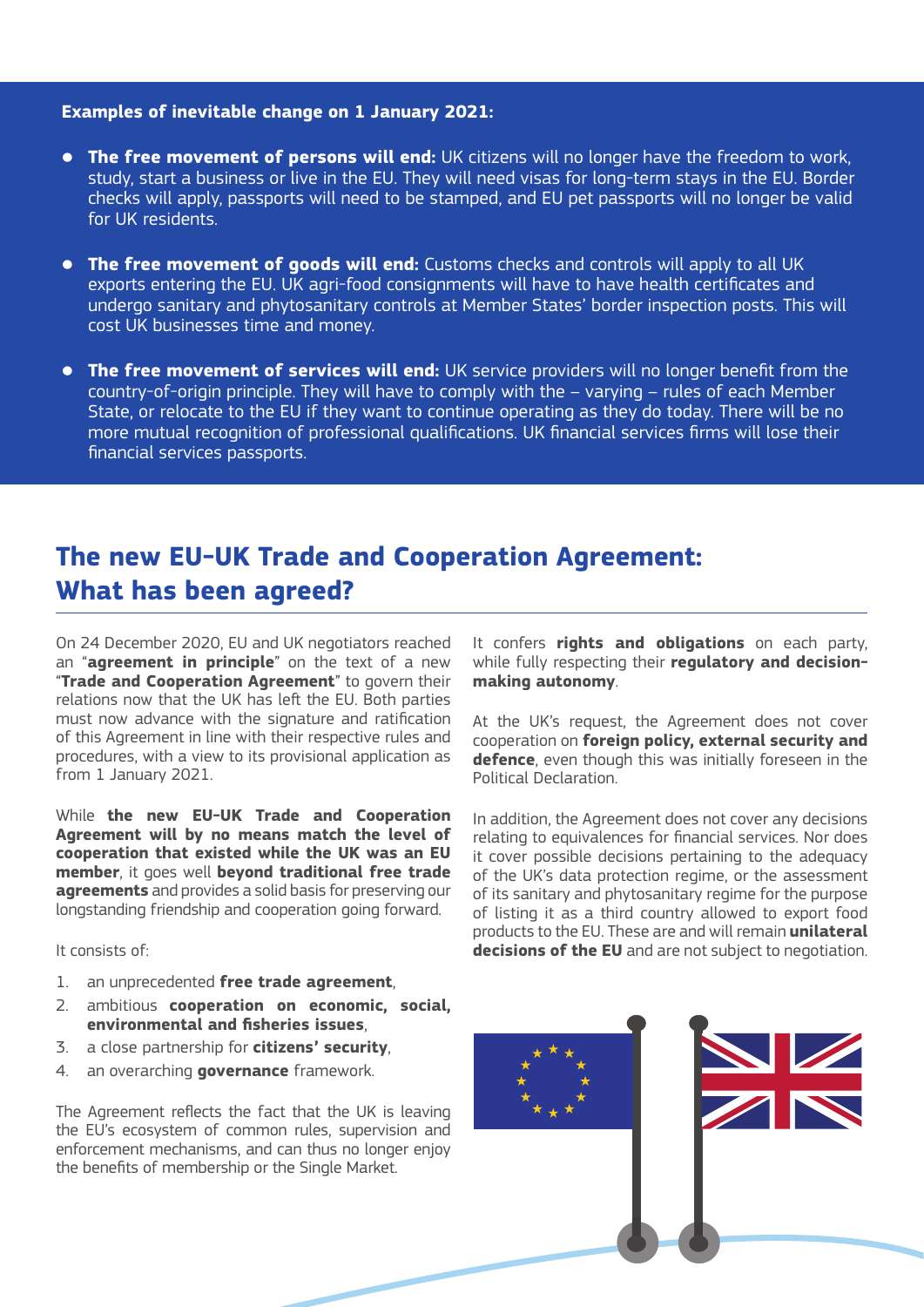**Examples of inevitable change on 1 January 2021:**

- **The free movement of persons will end:** UK citizens will no longer have the freedom to work, study, start a business or live in the EU. They will need visas for long-term stays in the EU. Border checks will apply, passports will need to be stamped, and EU pet passports will no longer be valid for UK residents.
- **The free movement of goods will end:** Customs checks and controls will apply to all UK exports entering the EU. UK agri-food consignments will have to have health certificates and undergo sanitary and phytosanitary controls at Member States' border inspection posts. This will cost UK businesses time and money.
- **The free movement of services will end:** UK service providers will no longer benefit from the country-of-origin principle. They will have to comply with the – varying – rules of each Member State, or relocate to the EU if they want to continue operating as they do today. There will be no more mutual recognition of professional qualifications. UK financial services firms will lose their financial services passports.

## The new EU-UK Trade and Cooperation Agreement: What has been agreed?

On 24 December 2020, EU and UK negotiators reached an "**agreement in principle**" on the text of a new "**Trade and Cooperation Agreement**" to govern their relations now that the UK has left the EU. Both parties must now advance with the signature and ratification of this Agreement in line with their respective rules and procedures, with a view to its provisional application as from 1 January 2021.

While **the new EU-UK Trade and Cooperation Agreement will by no means match the level of cooperation that existed while the UK was an EU member**, it goes well **beyond traditional free trade agreements** and provides a solid basis for preserving our longstanding friendship and cooperation going forward.

It consists of:

1. an unprecedented **free trade agreement**,
2. ambitious **cooperation on economic, social, environmental and fisheries issues**,
3. a close partnership for **citizens' security**,
4. an overarching **governance** framework.

The Agreement reflects the fact that the UK is leaving the EU's ecosystem of common rules, supervision and enforcement mechanisms, and can thus no longer enjoy the benefits of membership or the Single Market.

It confers **rights and obligations** on each party, while fully respecting their **regulatory and decision-making autonomy**.

At the UK's request, the Agreement does not cover cooperation on **foreign policy, external security and defence**, even though this was initially foreseen in the Political Declaration.

In addition, the Agreement does not cover any decisions relating to equivalences for financial services. Nor does it cover possible decisions pertaining to the adequacy of the UK's data protection regime, or the assessment of its sanitary and phytosanitary regime for the purpose of listing it as a third country allowed to export food products to the EU. These are and will remain **unilateral decisions of the EU** and are not subject to negotiation.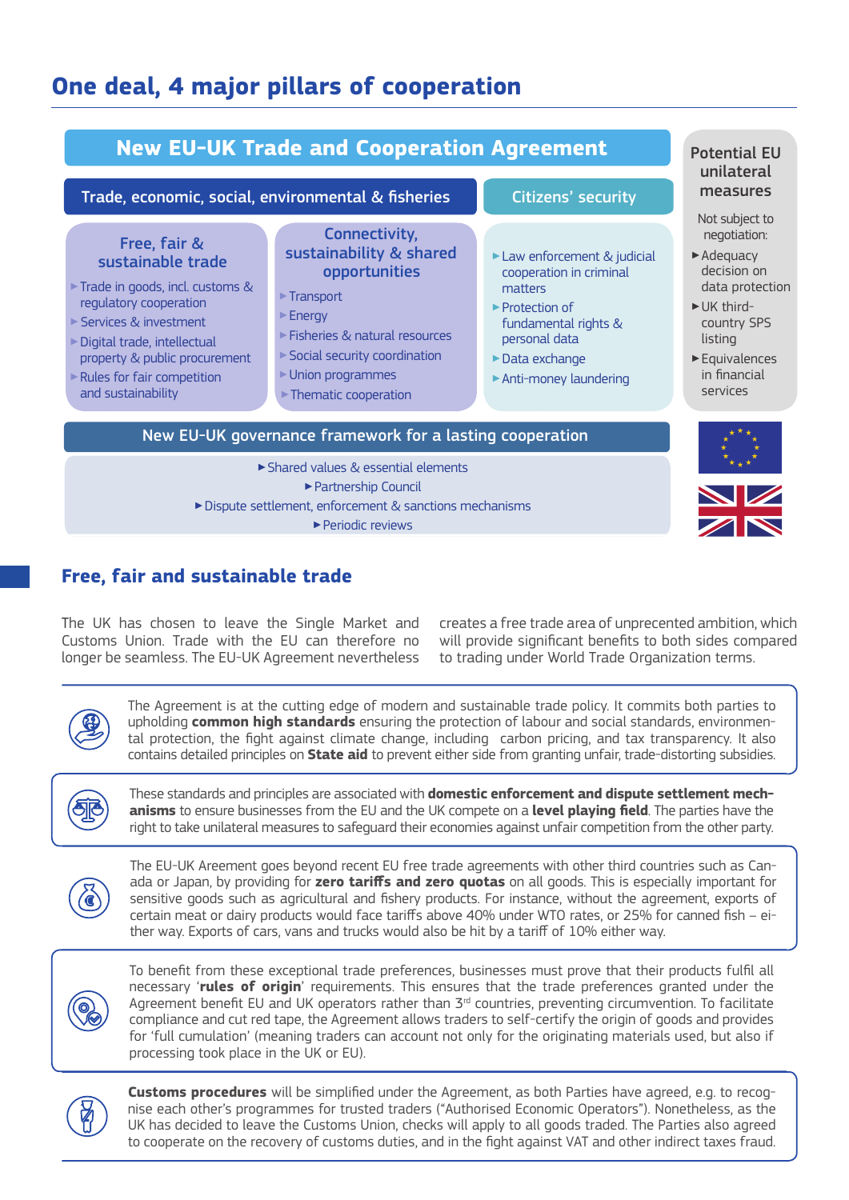## One deal, 4 major pillars of cooperation

### New EU-UK Trade and Cooperation Agreement

**Trade, economic, social, environmental & fisheries**

**Free, fair & sustainable trade**

- Trade in goods, incl. customs & regulatory cooperation
- Services & investment
- Digital trade, intellectual property & public procurement
- Rules for fair competition and sustainability

**Connectivity, sustainability & shared opportunities**

- Transport
- Energy
- Fisheries & natural resources
- Social security coordination
- Union programmes
- Thematic cooperation

**Citizens' security**

- Law enforcement & judicial cooperation in criminal matters
- Protection of fundamental rights & personal data
- Data exchange
- Anti-money laundering

**Potential EU unilateral measures**

Not subject to negotiation:

- Adequacy decision on data protection
- UK third-country SPS listing
- Equivalences in financial services

**New EU-UK governance framework for a lasting cooperation**

- Shared values & essential elements
- Partnership Council
- Dispute settlement, enforcement & sanctions mechanisms
- Periodic reviews

## Free, fair and sustainable trade

The UK has chosen to leave the Single Market and Customs Union. Trade with the EU can therefore no longer be seamless. The EU-UK Agreement nevertheless creates a free trade area of unprecented ambition, which will provide significant benefits to both sides compared to trading under World Trade Organization terms.

The Agreement is at the cutting edge of modern and sustainable trade policy. It commits both parties to upholding **common high standards** ensuring the protection of labour and social standards, environmental protection, the fight against climate change, including carbon pricing, and tax transparency. It also contains detailed principles on **State aid** to prevent either side from granting unfair, trade-distorting subsidies.

These standards and principles are associated with **domestic enforcement and dispute settlement mechanisms** to ensure businesses from the EU and the UK compete on a **level playing field**. The parties have the right to take unilateral measures to safeguard their economies against unfair competition from the other party.

The EU-UK Areement goes beyond recent EU free trade agreements with other third countries such as Canada or Japan, by providing for **zero tariffs and zero quotas** on all goods. This is especially important for sensitive goods such as agricultural and fishery products. For instance, without the agreement, exports of certain meat or dairy products would face tariffs above 40% under WTO rates, or 25% for canned fish – either way. Exports of cars, vans and trucks would also be hit by a tariff of 10% either way.

To benefit from these exceptional trade preferences, businesses must prove that their products fulfil all necessary '**rules of origin**' requirements. This ensures that the trade preferences granted under the Agreement benefit EU and UK operators rather than 3rd countries, preventing circumvention. To facilitate compliance and cut red tape, the Agreement allows traders to self-certify the origin of goods and provides for 'full cumulation' (meaning traders can account not only for the originating materials used, but also if processing took place in the UK or EU).

**Customs procedures** will be simplified under the Agreement, as both Parties have agreed, e.g. to recognise each other's programmes for trusted traders ("Authorised Economic Operators"). Nonetheless, as the UK has decided to leave the Customs Union, checks will apply to all goods traded. The Parties also agreed to cooperate on the recovery of customs duties, and in the fight against VAT and other indirect taxes fraud.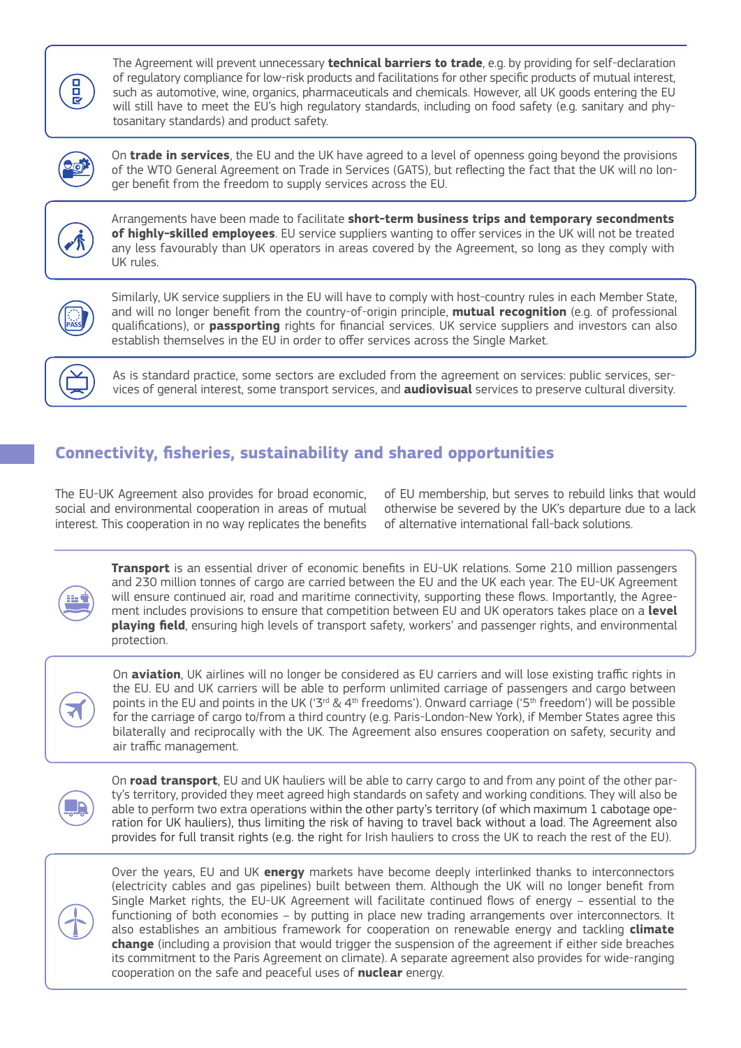The Agreement will prevent unnecessary **technical barriers to trade**, e.g. by providing for self-declaration of regulatory compliance for low-risk products and facilitations for other specific products of mutual interest, such as automotive, wine, organics, pharmaceuticals and chemicals. However, all UK goods entering the EU will still have to meet the EU's high regulatory standards, including on food safety (e.g. sanitary and phytosanitary standards) and product safety.

On **trade in services**, the EU and the UK have agreed to a level of openness going beyond the provisions of the WTO General Agreement on Trade in Services (GATS), but reflecting the fact that the UK will no longer benefit from the freedom to supply services across the EU.

Arrangements have been made to facilitate **short-term business trips and temporary secondments of highly-skilled employees**. EU service suppliers wanting to offer services in the UK will not be treated any less favourably than UK operators in areas covered by the Agreement, so long as they comply with UK rules.

Similarly, UK service suppliers in the EU will have to comply with host-country rules in each Member State, and will no longer benefit from the country-of-origin principle, **mutual recognition** (e.g. of professional qualifications), or **passporting** rights for financial services. UK service suppliers and investors can also establish themselves in the EU in order to offer services across the Single Market.

As is standard practice, some sectors are excluded from the agreement on services: public services, services of general interest, some transport services, and **audiovisual** services to preserve cultural diversity.

## Connectivity, fisheries, sustainability and shared opportunities

The EU-UK Agreement also provides for broad economic, social and environmental cooperation in areas of mutual interest. This cooperation in no way replicates the benefits of EU membership, but serves to rebuild links that would otherwise be severed by the UK's departure due to a lack of alternative international fall-back solutions.

**Transport** is an essential driver of economic benefits in EU-UK relations. Some 210 million passengers and 230 million tonnes of cargo are carried between the EU and the UK each year. The EU-UK Agreement will ensure continued air, road and maritime connectivity, supporting these flows. Importantly, the Agreement includes provisions to ensure that competition between EU and UK operators takes place on a **level playing field**, ensuring high levels of transport safety, workers' and passenger rights, and environmental protection.

On **aviation**, UK airlines will no longer be considered as EU carriers and will lose existing traffic rights in the EU. EU and UK carriers will be able to perform unlimited carriage of passengers and cargo between points in the EU and points in the UK ('3rd & 4th freedoms'). Onward carriage ('5th freedom') will be possible for the carriage of cargo to/from a third country (e.g. Paris-London-New York), if Member States agree this bilaterally and reciprocally with the UK. The Agreement also ensures cooperation on safety, security and air traffic management.

On **road transport**, EU and UK hauliers will be able to carry cargo to and from any point of the other party's territory, provided they meet agreed high standards on safety and working conditions. They will also be able to perform two extra operations within the other party's territory (of which maximum 1 cabotage operation for UK hauliers), thus limiting the risk of having to travel back without a load. The Agreement also provides for full transit rights (e.g. the right for Irish hauliers to cross the UK to reach the rest of the EU).

Over the years, EU and UK **energy** markets have become deeply interlinked thanks to interconnectors (electricity cables and gas pipelines) built between them. Although the UK will no longer benefit from Single Market rights, the EU-UK Agreement will facilitate continued flows of energy – essential to the functioning of both economies – by putting in place new trading arrangements over interconnectors. It also establishes an ambitious framework for cooperation on renewable energy and tackling **climate change** (including a provision that would trigger the suspension of the agreement if either side breaches its commitment to the Paris Agreement on climate). A separate agreement also provides for wide-ranging cooperation on the safe and peaceful uses of **nuclear** energy.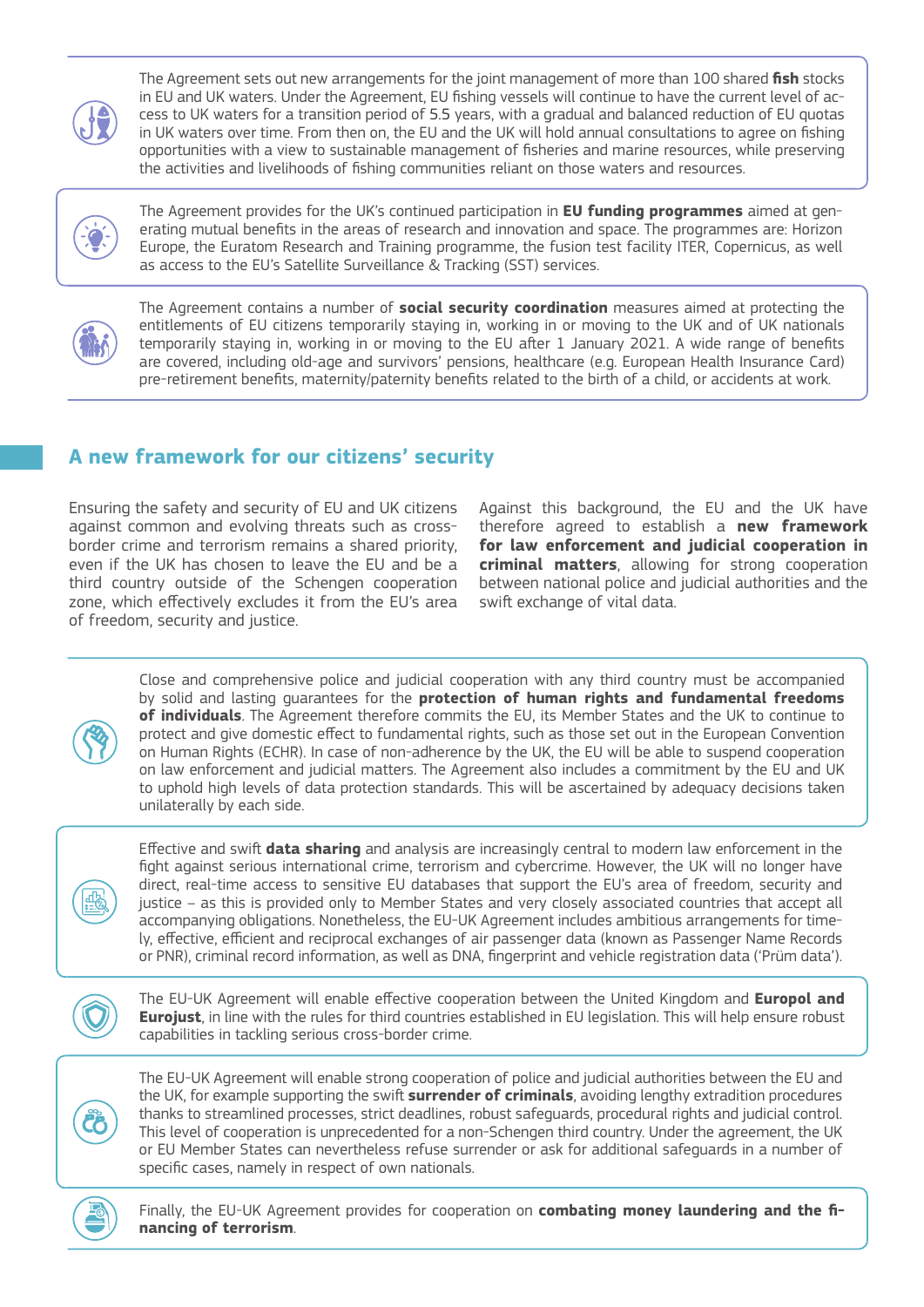The Agreement sets out new arrangements for the joint management of more than 100 shared **fish** stocks in EU and UK waters. Under the Agreement, EU fishing vessels will continue to have the current level of access to UK waters for a transition period of 5.5 years, with a gradual and balanced reduction of EU quotas in UK waters over time. From then on, the EU and the UK will hold annual consultations to agree on fishing opportunities with a view to sustainable management of fisheries and marine resources, while preserving the activities and livelihoods of fishing communities reliant on those waters and resources.

The Agreement provides for the UK's continued participation in **EU funding programmes** aimed at generating mutual benefits in the areas of research and innovation and space. The programmes are: Horizon Europe, the Euratom Research and Training programme, the fusion test facility ITER, Copernicus, as well as access to the EU's Satellite Surveillance & Tracking (SST) services.

The Agreement contains a number of **social security coordination** measures aimed at protecting the entitlements of EU citizens temporarily staying in, working in or moving to the UK and of UK nationals temporarily staying in, working in or moving to the EU after 1 January 2021. A wide range of benefits are covered, including old-age and survivors' pensions, healthcare (e.g. European Health Insurance Card) pre-retirement benefits, maternity/paternity benefits related to the birth of a child, or accidents at work.

## A new framework for our citizens' security

Ensuring the safety and security of EU and UK citizens against common and evolving threats such as cross-border crime and terrorism remains a shared priority, even if the UK has chosen to leave the EU and be a third country outside of the Schengen cooperation zone, which effectively excludes it from the EU's area of freedom, security and justice.

Against this background, the EU and the UK have therefore agreed to establish a **new framework for law enforcement and judicial cooperation in criminal matters**, allowing for strong cooperation between national police and judicial authorities and the swift exchange of vital data.

Close and comprehensive police and judicial cooperation with any third country must be accompanied by solid and lasting guarantees for the **protection of human rights and fundamental freedoms of individuals**. The Agreement therefore commits the EU, its Member States and the UK to continue to protect and give domestic effect to fundamental rights, such as those set out in the European Convention on Human Rights (ECHR). In case of non-adherence by the UK, the EU will be able to suspend cooperation on law enforcement and judicial matters. The Agreement also includes a commitment by the EU and UK to uphold high levels of data protection standards. This will be ascertained by adequacy decisions taken unilaterally by each side.

Effective and swift **data sharing** and analysis are increasingly central to modern law enforcement in the fight against serious international crime, terrorism and cybercrime. However, the UK will no longer have direct, real-time access to sensitive EU databases that support the EU's area of freedom, security and justice – as this is provided only to Member States and very closely associated countries that accept all accompanying obligations. Nonetheless, the EU-UK Agreement includes ambitious arrangements for timely, effective, efficient and reciprocal exchanges of air passenger data (known as Passenger Name Records or PNR), criminal record information, as well as DNA, fingerprint and vehicle registration data ('Prüm data').

The EU-UK Agreement will enable effective cooperation between the United Kingdom and **Europol and Eurojust**, in line with the rules for third countries established in EU legislation. This will help ensure robust capabilities in tackling serious cross-border crime.

The EU-UK Agreement will enable strong cooperation of police and judicial authorities between the EU and the UK, for example supporting the swift **surrender of criminals**, avoiding lengthy extradition procedures thanks to streamlined processes, strict deadlines, robust safeguards, procedural rights and judicial control. This level of cooperation is unprecedented for a non-Schengen third country. Under the agreement, the UK or EU Member States can nevertheless refuse surrender or ask for additional safeguards in a number of specific cases, namely in respect of own nationals.

Finally, the EU-UK Agreement provides for cooperation on **combating money laundering and the financing of terrorism**.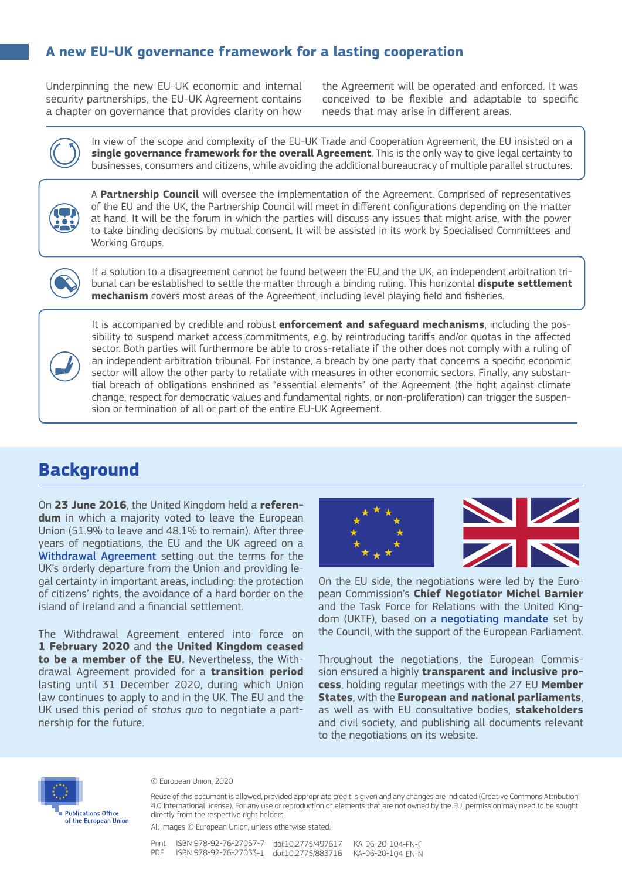## A new EU-UK governance framework for a lasting cooperation

Underpinning the new EU-UK economic and internal security partnerships, the EU-UK Agreement contains a chapter on governance that provides clarity on how the Agreement will be operated and enforced. It was conceived to be flexible and adaptable to specific needs that may arise in different areas.

In view of the scope and complexity of the EU-UK Trade and Cooperation Agreement, the EU insisted on a **single governance framework for the overall Agreement**. This is the only way to give legal certainty to businesses, consumers and citizens, while avoiding the additional bureaucracy of multiple parallel structures.

A **Partnership Council** will oversee the implementation of the Agreement. Comprised of representatives of the EU and the UK, the Partnership Council will meet in different configurations depending on the matter at hand. It will be the forum in which the parties will discuss any issues that might arise, with the power to take binding decisions by mutual consent. It will be assisted in its work by Specialised Committees and Working Groups.

If a solution to a disagreement cannot be found between the EU and the UK, an independent arbitration tribunal can be established to settle the matter through a binding ruling. This horizontal **dispute settlement mechanism** covers most areas of the Agreement, including level playing field and fisheries.

It is accompanied by credible and robust **enforcement and safeguard mechanisms**, including the possibility to suspend market access commitments, e.g. by reintroducing tariffs and/or quotas in the affected sector. Both parties will furthermore be able to cross-retaliate if the other does not comply with a ruling of an independent arbitration tribunal. For instance, a breach by one party that concerns a specific economic sector will allow the other party to retaliate with measures in other economic sectors. Finally, any substantial breach of obligations enshrined as "essential elements" of the Agreement (the fight against climate change, respect for democratic values and fundamental rights, or non-proliferation) can trigger the suspension or termination of all or part of the entire EU-UK Agreement.

## Background

On **23 June 2016**, the United Kingdom held a **referendum** in which a majority voted to leave the European Union (51.9% to leave and 48.1% to remain). After three years of negotiations, the EU and the UK agreed on a Withdrawal Agreement setting out the terms for the UK's orderly departure from the Union and providing legal certainty in important areas, including: the protection of citizens' rights, the avoidance of a hard border on the island of Ireland and a financial settlement.

The Withdrawal Agreement entered into force on **1 February 2020** and **the United Kingdom ceased to be a member of the EU.** Nevertheless, the Withdrawal Agreement provided for a **transition period** lasting until 31 December 2020, during which Union law continues to apply to and in the UK. The EU and the UK used this period of *status quo* to negotiate a partnership for the future.

On the EU side, the negotiations were led by the European Commission's **Chief Negotiator Michel Barnier** and the Task Force for Relations with the United Kingdom (UKTF), based on a **negotiating mandate** set by the Council, with the support of the European Parliament.

Throughout the negotiations, the European Commission ensured a highly **transparent and inclusive process**, holding regular meetings with the 27 EU **Member States**, with the **European and national parliaments**, as well as with EU consultative bodies, **stakeholders** and civil society, and publishing all documents relevant to the negotiations on its website.

Publications Office of the European Union

© European Union, 2020

Reuse of this document is allowed, provided appropriate credit is given and any changes are indicated (Creative Commons Attribution 4.0 International license). For any use or reproduction of elements that are not owned by the EU, permission may need to be sought directly from the respective right holders.

All images © European Union, unless otherwise stated.

| | | | |
|---|---|---|---|
| Print | ISBN 978-92-76-27057-7 | doi:10.2775/497617 | KA-06-20-104-EN-C |
| PDF | ISBN 978-92-76-27033-1 | doi:10.2775/883716 | KA-06-20-104-EN-N |